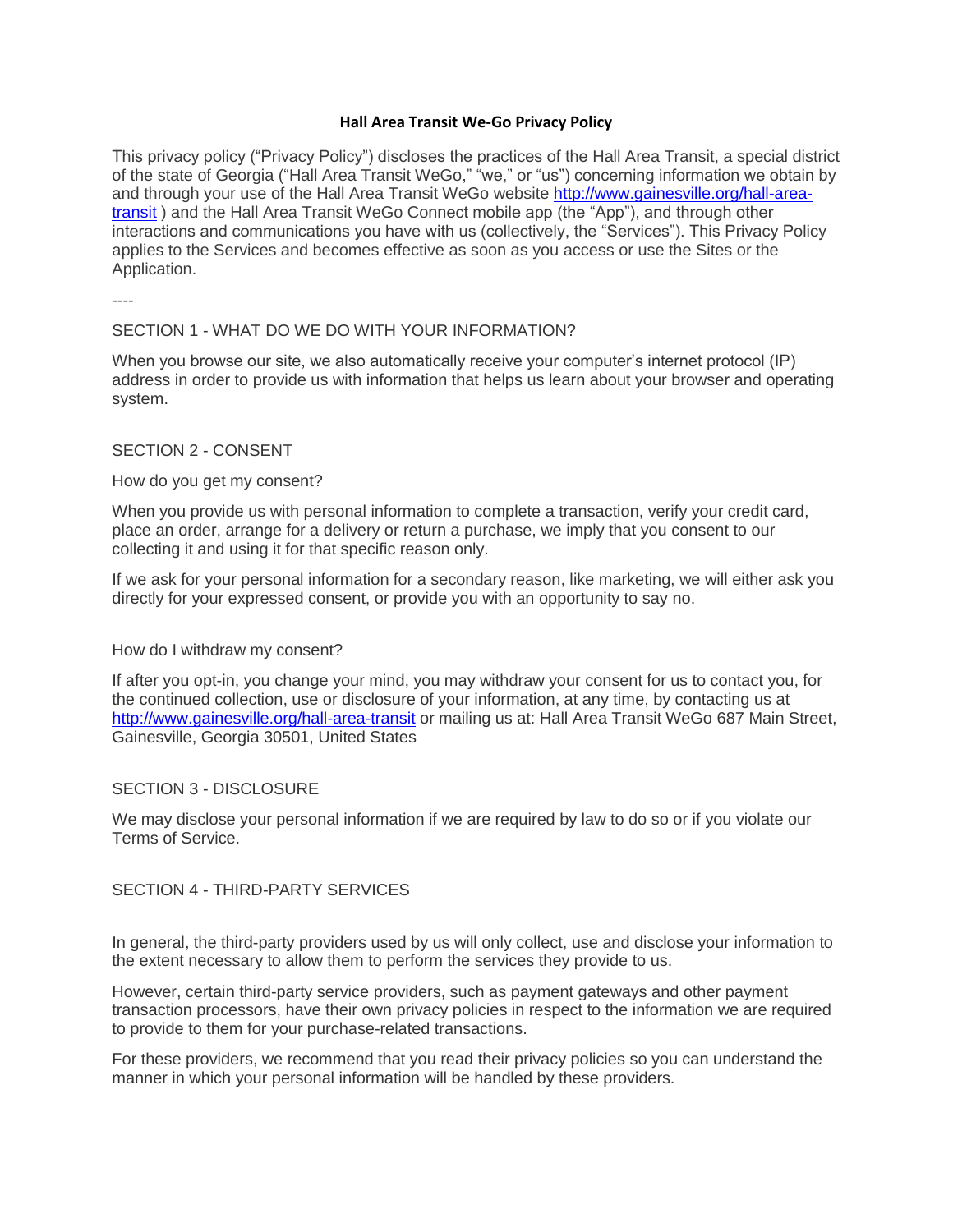# Hall Area Transit We-Go Privacy Policy

This privacy policy ("Privacy Policy") discloses the practices of the Hall Area Transit, a special district of the state of Georgia ("Hall Area Transit WeGo," "we," or "us") concerning information we obtain by and through your use of the Hall Area Transit WeGo website [http://www.gainesville.org/hall-area-transit](http://www.gainesville.org/hall-area-transit) ) and the Hall Area Transit WeGo Connect mobile app (the "App"), and through other interactions and communications you have with us (collectively, the "Services"). This Privacy Policy applies to the Services and becomes effective as soon as you access or use the Sites or the Application.

----

SECTION 1 - WHAT DO WE DO WITH YOUR INFORMATION?

When you browse our site, we also automatically receive your computer's internet protocol (IP) address in order to provide us with information that helps us learn about your browser and operating system.

SECTION 2 - CONSENT

How do you get my consent?

When you provide us with personal information to complete a transaction, verify your credit card, place an order, arrange for a delivery or return a purchase, we imply that you consent to our collecting it and using it for that specific reason only.

If we ask for your personal information for a secondary reason, like marketing, we will either ask you directly for your expressed consent, or provide you with an opportunity to say no.

How do I withdraw my consent?

If after you opt-in, you change your mind, you may withdraw your consent for us to contact you, for the continued collection, use or disclosure of your information, at any time, by contacting us at [http://www.gainesville.org/hall-area-transit](http://www.gainesville.org/hall-area-transit) or mailing us at: Hall Area Transit WeGo 687 Main Street, Gainesville, Georgia 30501, United States

SECTION 3 - DISCLOSURE

We may disclose your personal information if we are required by law to do so or if you violate our Terms of Service.

SECTION 4 - THIRD-PARTY SERVICES

In general, the third-party providers used by us will only collect, use and disclose your information to the extent necessary to allow them to perform the services they provide to us.

However, certain third-party service providers, such as payment gateways and other payment transaction processors, have their own privacy policies in respect to the information we are required to provide to them for your purchase-related transactions.

For these providers, we recommend that you read their privacy policies so you can understand the manner in which your personal information will be handled by these providers.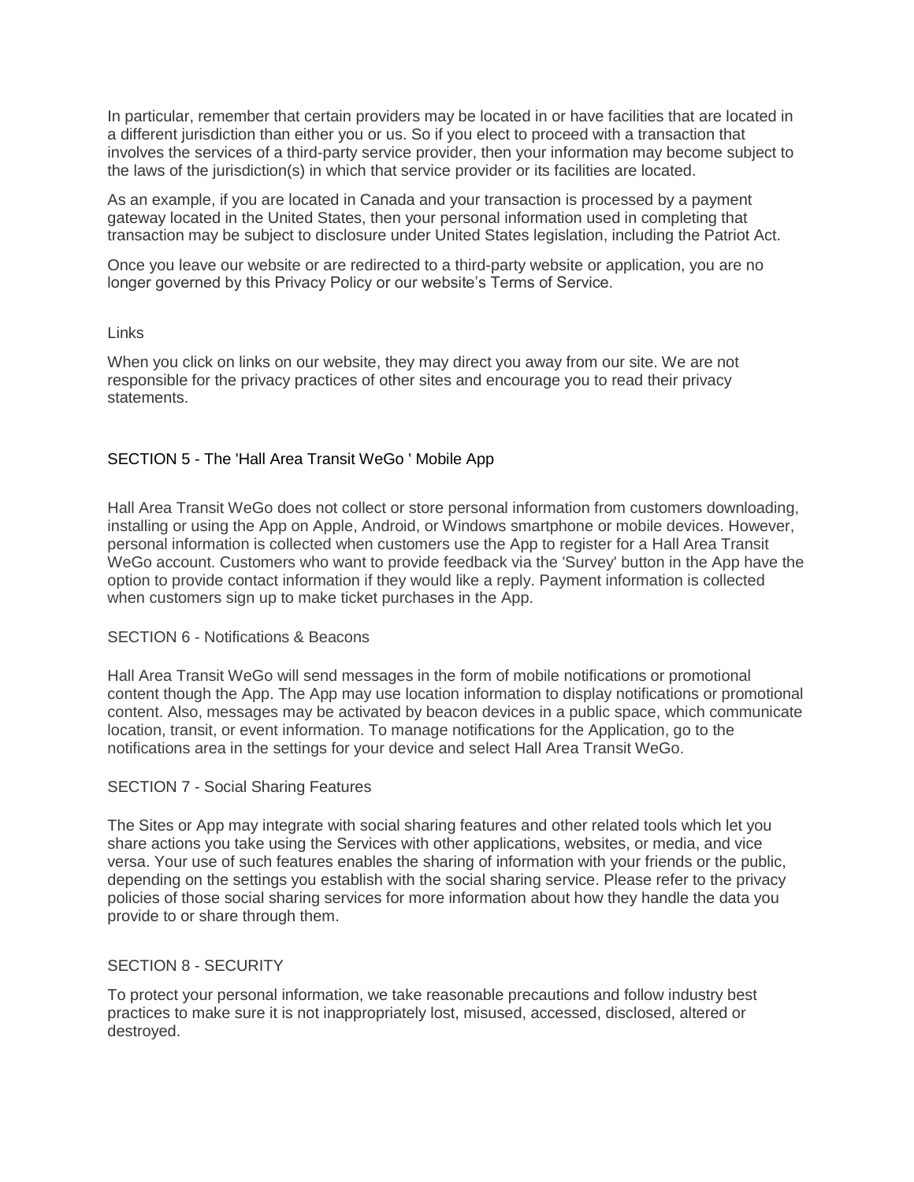In particular, remember that certain providers may be located in or have facilities that are located in a different jurisdiction than either you or us. So if you elect to proceed with a transaction that involves the services of a third-party service provider, then your information may become subject to the laws of the jurisdiction(s) in which that service provider or its facilities are located.

As an example, if you are located in Canada and your transaction is processed by a payment gateway located in the United States, then your personal information used in completing that transaction may be subject to disclosure under United States legislation, including the Patriot Act.

Once you leave our website or are redirected to a third-party website or application, you are no longer governed by this Privacy Policy or our website's Terms of Service.

Links

When you click on links on our website, they may direct you away from our site. We are not responsible for the privacy practices of other sites and encourage you to read their privacy statements.

## SECTION 5 - The 'Hall Area Transit WeGo ' Mobile App

Hall Area Transit WeGo does not collect or store personal information from customers downloading, installing or using the App on Apple, Android, or Windows smartphone or mobile devices. However, personal information is collected when customers use the App to register for a Hall Area Transit WeGo account. Customers who want to provide feedback via the 'Survey' button in the App have the option to provide contact information if they would like a reply. Payment information is collected when customers sign up to make ticket purchases in the App.

## SECTION 6 - Notifications & Beacons

Hall Area Transit WeGo will send messages in the form of mobile notifications or promotional content though the App. The App may use location information to display notifications or promotional content. Also, messages may be activated by beacon devices in a public space, which communicate location, transit, or event information. To manage notifications for the Application, go to the notifications area in the settings for your device and select Hall Area Transit WeGo.

## SECTION 7 - Social Sharing Features

The Sites or App may integrate with social sharing features and other related tools which let you share actions you take using the Services with other applications, websites, or media, and vice versa. Your use of such features enables the sharing of information with your friends or the public, depending on the settings you establish with the social sharing service. Please refer to the privacy policies of those social sharing services for more information about how they handle the data you provide to or share through them.

## SECTION 8 - SECURITY

To protect your personal information, we take reasonable precautions and follow industry best practices to make sure it is not inappropriately lost, misused, accessed, disclosed, altered or destroyed.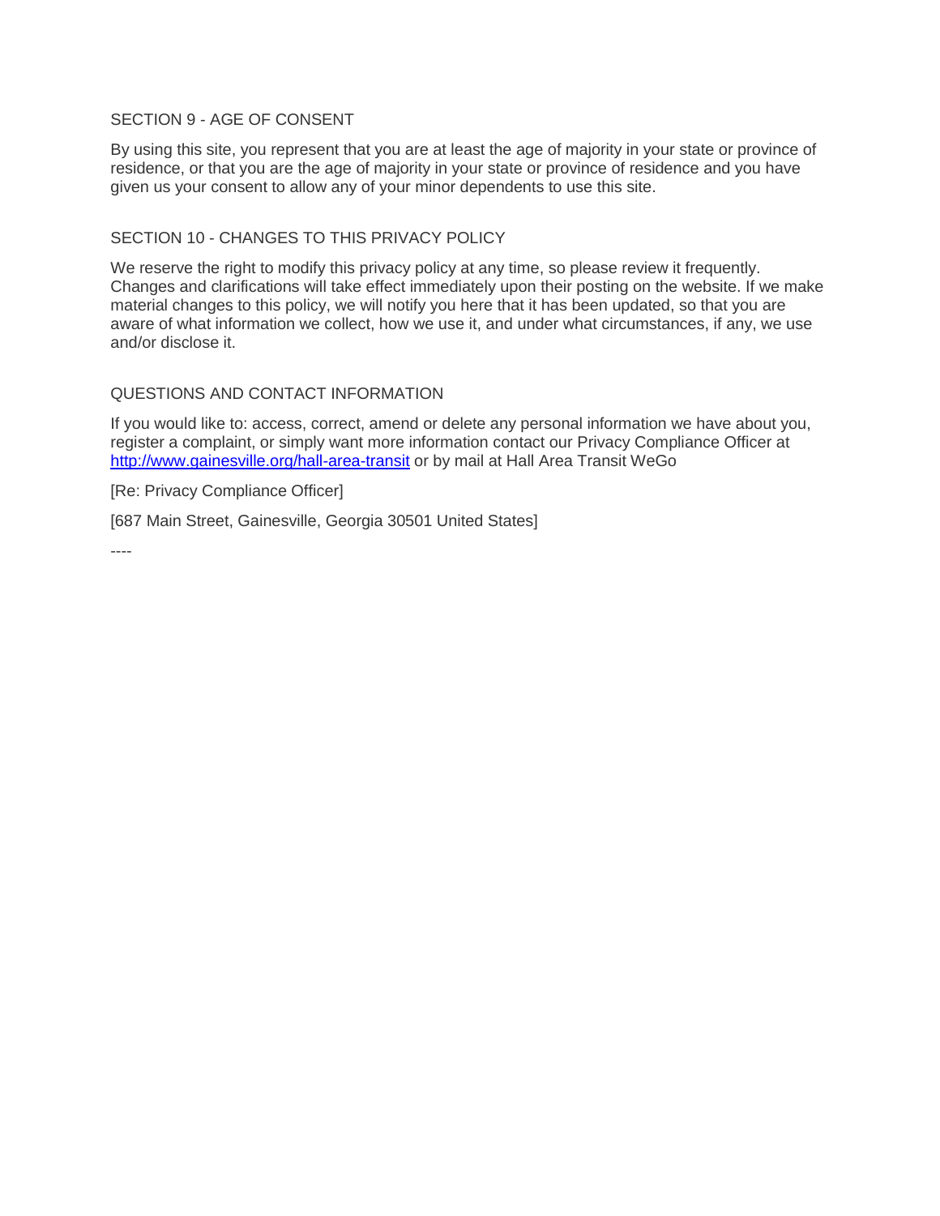## SECTION 9 - AGE OF CONSENT

By using this site, you represent that you are at least the age of majority in your state or province of residence, or that you are the age of majority in your state or province of residence and you have given us your consent to allow any of your minor dependents to use this site.

## SECTION 10 - CHANGES TO THIS PRIVACY POLICY

We reserve the right to modify this privacy policy at any time, so please review it frequently. Changes and clarifications will take effect immediately upon their posting on the website. If we make material changes to this policy, we will notify you here that it has been updated, so that you are aware of what information we collect, how we use it, and under what circumstances, if any, we use and/or disclose it.

## QUESTIONS AND CONTACT INFORMATION

If you would like to: access, correct, amend or delete any personal information we have about you, register a complaint, or simply want more information contact our Privacy Compliance Officer at [http://www.gainesville.org/hall-area-transit](http://www.gainesville.org/hall-area-transit) or by mail at Hall Area Transit WeGo

[Re: Privacy Compliance Officer]

[687 Main Street, Gainesville, Georgia 30501 United States]

----